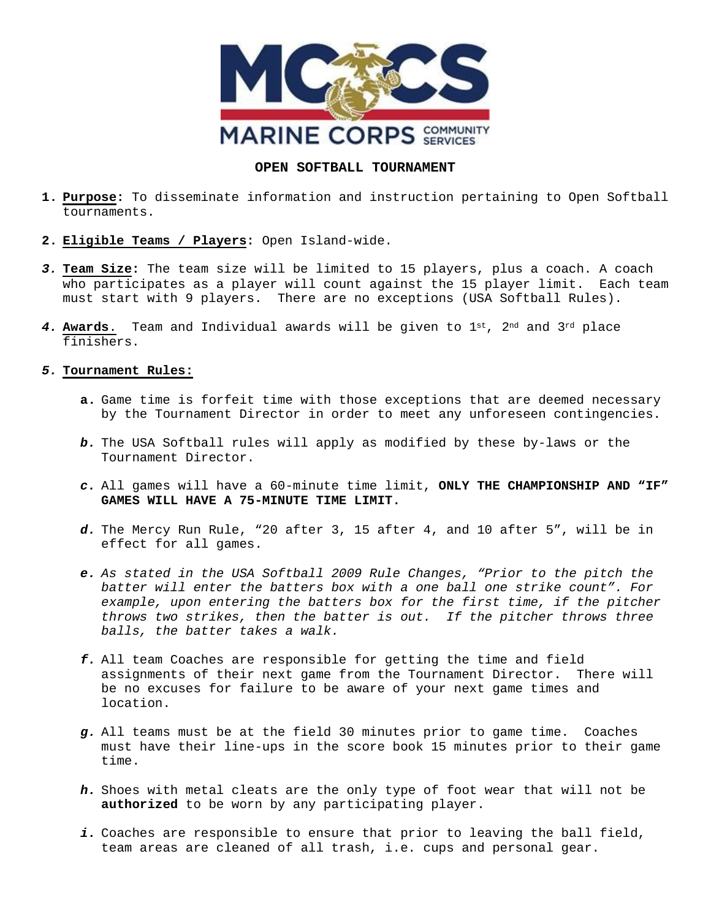# OPEN SOFTBALL TOURNAMENT

1. **Purpose:** To disseminate information and instruction pertaining to Open Softball tournaments.

2. **Eligible Teams / Players:** Open Island-wide.

3. **Team Size:** The team size will be limited to 15 players, plus a coach. A coach who participates as a player will count against the 15 player limit. Each team must start with 9 players. There are no exceptions (USA Softball Rules).

4. **Awards.** Team and Individual awards will be given to 1st, 2nd and 3rd place finishers.

5. **Tournament Rules:**

   a. Game time is forfeit time with those exceptions that are deemed necessary by the Tournament Director in order to meet any unforeseen contingencies.

   b. The USA Softball rules will apply as modified by these by-laws or the Tournament Director.

   c. All games will have a 60-minute time limit, **ONLY THE CHAMPIONSHIP AND "IF" GAMES WILL HAVE A 75-MINUTE TIME LIMIT.**

   d. The Mercy Run Rule, "20 after 3, 15 after 4, and 10 after 5", will be in effect for all games.

   e. *As stated in the USA Softball 2009 Rule Changes, "Prior to the pitch the batter will enter the batters box with a one ball one strike count". For example, upon entering the batters box for the first time, if the pitcher throws two strikes, then the batter is out. If the pitcher throws three balls, the batter takes a walk.*

   f. All team Coaches are responsible for getting the time and field assignments of their next game from the Tournament Director. There will be no excuses for failure to be aware of your next game times and location.

   g. All teams must be at the field 30 minutes prior to game time. Coaches must have their line-ups in the score book 15 minutes prior to their game time.

   h. Shoes with metal cleats are the only type of foot wear that will not be **authorized** to be worn by any participating player.

   i. Coaches are responsible to ensure that prior to leaving the ball field, team areas are cleaned of all trash, i.e. cups and personal gear.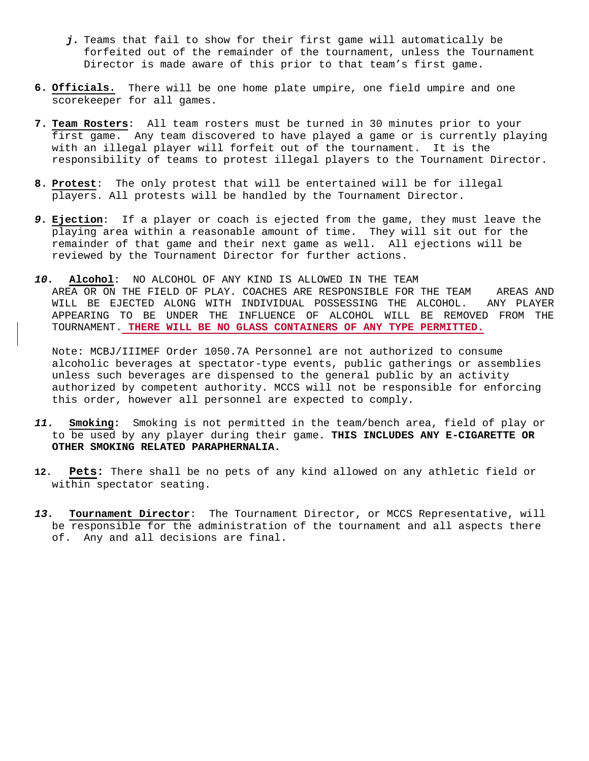*j.* Teams that fail to show for their first game will automatically be forfeited out of the remainder of the tournament, unless the Tournament Director is made aware of this prior to that team's first game.

**6.** **Officials.** There will be one home plate umpire, one field umpire and one scorekeeper for all games.

**7.** **Team Rosters**: All team rosters must be turned in 30 minutes prior to your first game. Any team discovered to have played a game or is currently playing with an illegal player will forfeit out of the tournament. It is the responsibility of teams to protest illegal players to the Tournament Director.

**8.** **Protest**: The only protest that will be entertained will be for illegal players. All protests will be handled by the Tournament Director.

***9.*** **Ejection**: If a player or coach is ejected from the game, they must leave the playing area within a reasonable amount of time. They will sit out for the remainder of that game and their next game as well. All ejections will be reviewed by the Tournament Director for further actions.

***10.*** **Alcohol**: NO ALCOHOL OF ANY KIND IS ALLOWED IN THE TEAM AREA OR ON THE FIELD OF PLAY. COACHES ARE RESPONSIBLE FOR THE TEAM AREAS AND WILL BE EJECTED ALONG WITH INDIVIDUAL POSSESSING THE ALCOHOL. ANY PLAYER APPEARING TO BE UNDER THE INFLUENCE OF ALCOHOL WILL BE REMOVED FROM THE TOURNAMENT. **THERE WILL BE NO GLASS CONTAINERS OF ANY TYPE PERMITTED.**

Note: MCBJ/IIIMEF Order 1050.7A Personnel are not authorized to consume alcoholic beverages at spectator-type events, public gatherings or assemblies unless such beverages are dispensed to the general public by an activity authorized by competent authority. MCCS will not be responsible for enforcing this order, however all personnel are expected to comply.

***11.*** **Smoking:** Smoking is not permitted in the team/bench area, field of play or to be used by any player during their game. **THIS INCLUDES ANY E-CIGARETTE OR OTHER SMOKING RELATED PARAPHERNALIA.**

**12.** **Pets:** There shall be no pets of any kind allowed on any athletic field or within spectator seating.

***13.*** **Tournament Director**: The Tournament Director, or MCCS Representative, will be responsible for the administration of the tournament and all aspects there of. Any and all decisions are final.